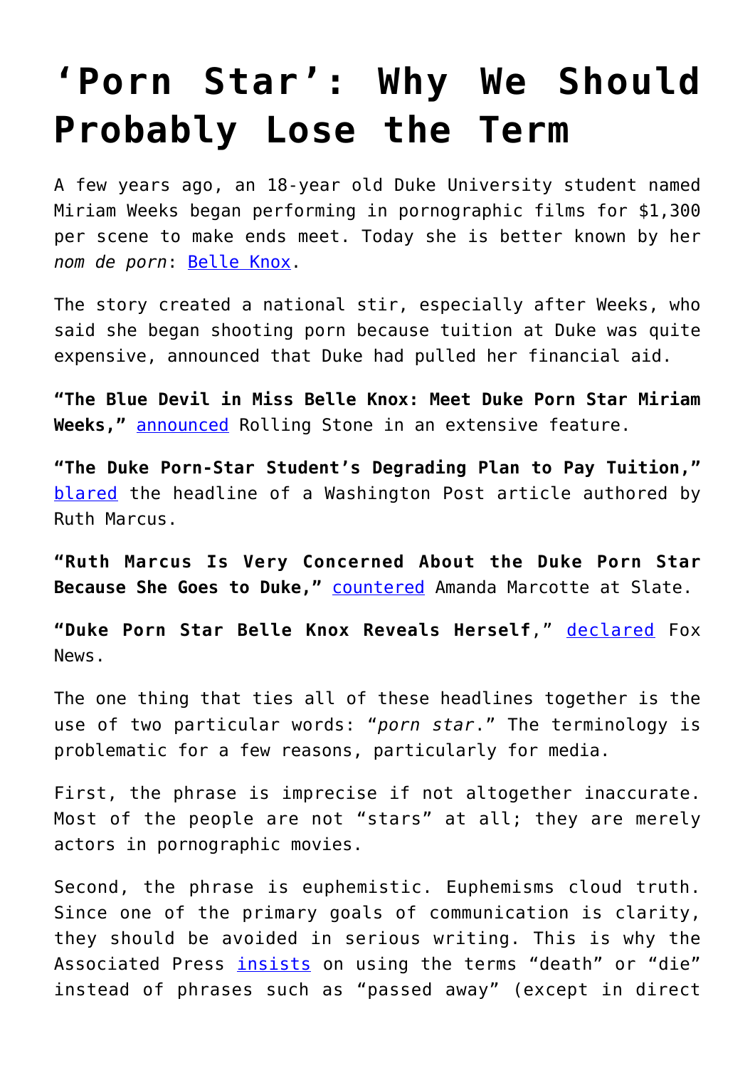# 'Porn Star': Why We Should Probably Lose the Term

A few years ago, an 18-year old Duke University student named Miriam Weeks began performing in pornographic films for $1,300 per scene to make ends meet. Today she is better known by her *nom de porn*: Belle Knox.

The story created a national stir, especially after Weeks, who said she began shooting porn because tuition at Duke was quite expensive, announced that Duke had pulled her financial aid.

**"The Blue Devil in Miss Belle Knox: Meet Duke Porn Star Miriam Weeks,"** announced Rolling Stone in an extensive feature.

**"The Duke Porn-Star Student's Degrading Plan to Pay Tuition,"** blared the headline of a Washington Post article authored by Ruth Marcus.

**"Ruth Marcus Is Very Concerned About the Duke Porn Star Because She Goes to Duke,"** countered Amanda Marcotte at Slate.

**"Duke Porn Star Belle Knox Reveals Herself**," declared Fox News.

The one thing that ties all of these headlines together is the use of two particular words: "*porn star*." The terminology is problematic for a few reasons, particularly for media.

First, the phrase is imprecise if not altogether inaccurate. Most of the people are not "stars" at all; they are merely actors in pornographic movies.

Second, the phrase is euphemistic. Euphemisms cloud truth. Since one of the primary goals of communication is clarity, they should be avoided in serious writing. This is why the Associated Press insists on using the terms "death" or "die" instead of phrases such as "passed away" (except in direct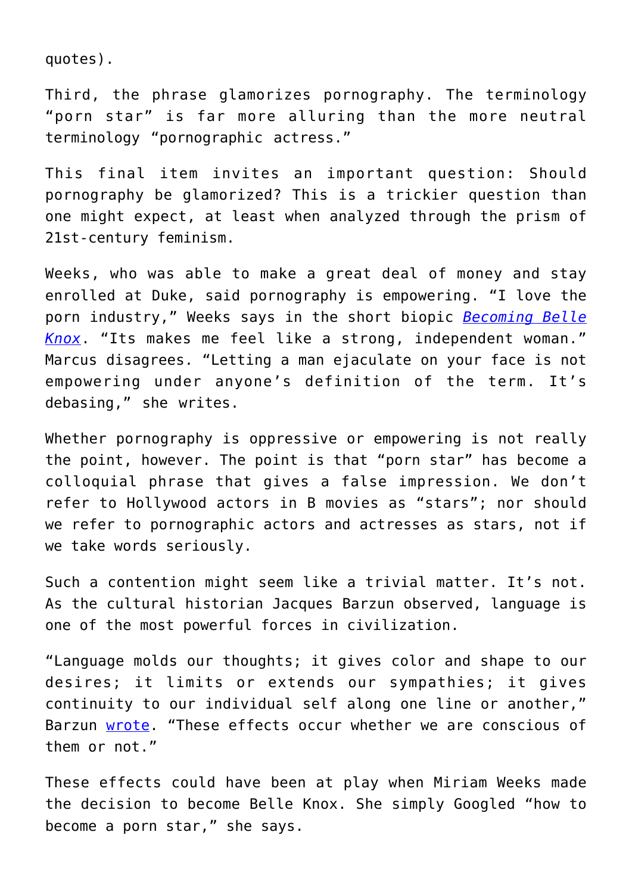quotes).

Third, the phrase glamorizes pornography. The terminology "porn star" is far more alluring than the more neutral terminology "pornographic actress."

This final item invites an important question: Should pornography be glamorized? This is a trickier question than one might expect, at least when analyzed through the prism of 21st-century feminism.

Weeks, who was able to make a great deal of money and stay enrolled at Duke, said pornography is empowering. "I love the porn industry," Weeks says in the short biopic *Becoming Belle Knox*. "Its makes me feel like a strong, independent woman." Marcus disagrees. "Letting a man ejaculate on your face is not empowering under anyone's definition of the term. It's debasing," she writes.

Whether pornography is oppressive or empowering is not really the point, however. The point is that "porn star" has become a colloquial phrase that gives a false impression. We don't refer to Hollywood actors in B movies as "stars"; nor should we refer to pornographic actors and actresses as stars, not if we take words seriously.

Such a contention might seem like a trivial matter. It's not. As the cultural historian Jacques Barzun observed, language is one of the most powerful forces in civilization.

"Language molds our thoughts; it gives color and shape to our desires; it limits or extends our sympathies; it gives continuity to our individual self along one line or another," Barzun wrote. "These effects occur whether we are conscious of them or not."

These effects could have been at play when Miriam Weeks made the decision to become Belle Knox. She simply Googled "how to become a porn star," she says.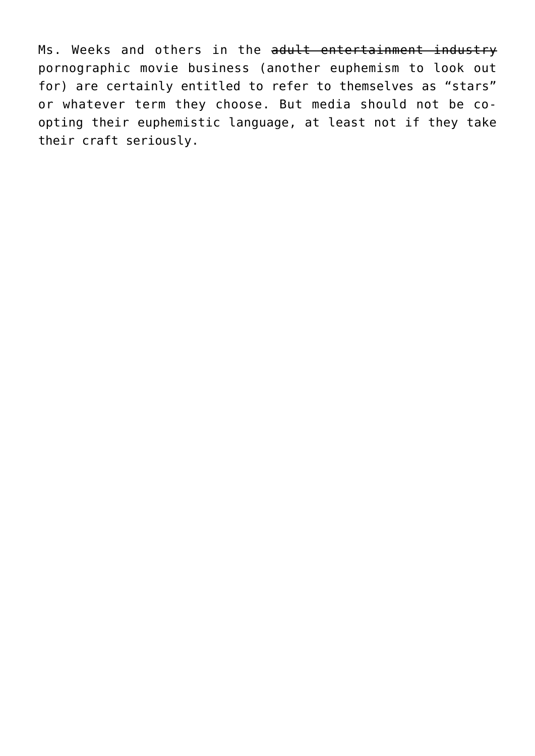Ms. Weeks and others in the ~~adult entertainment industry~~ pornographic movie business (another euphemism to look out for) are certainly entitled to refer to themselves as "stars" or whatever term they choose. But media should not be co-opting their euphemistic language, at least not if they take their craft seriously.